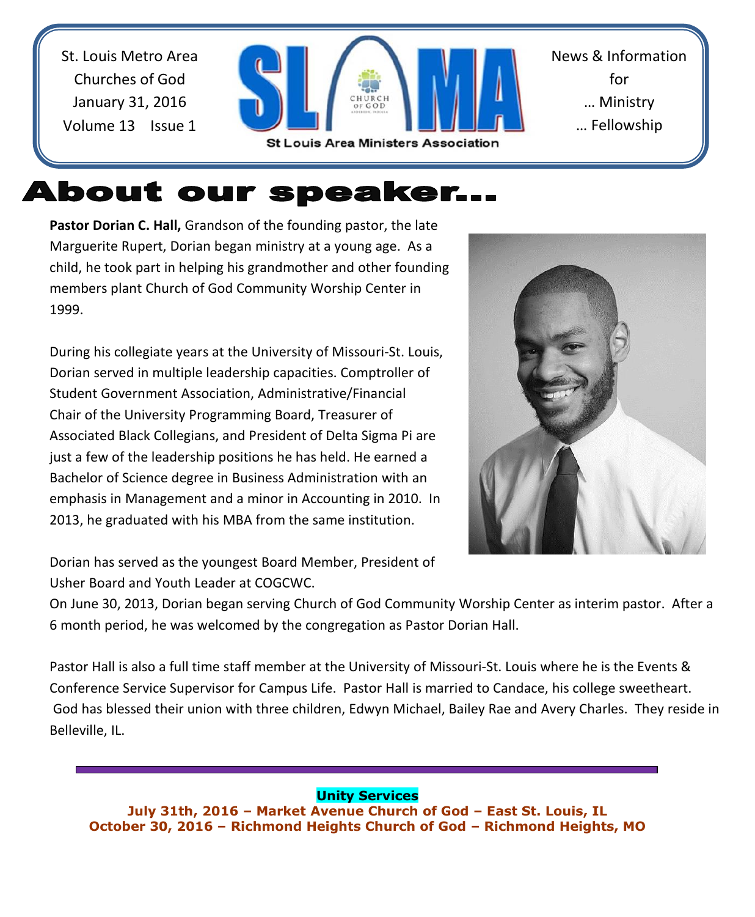St. Louis Metro Area
Churches of God
January 31, 2016
Volume 13 Issue 1

SLAMA
St Louis Area Ministers Association

News & Information
for
… Ministry
… Fellowship

# About our speaker…

**Pastor Dorian C. Hall,** Grandson of the founding pastor, the late Marguerite Rupert, Dorian began ministry at a young age. As a child, he took part in helping his grandmother and other founding members plant Church of God Community Worship Center in 1999.

During his collegiate years at the University of Missouri-St. Louis, Dorian served in multiple leadership capacities. Comptroller of Student Government Association, Administrative/Financial Chair of the University Programming Board, Treasurer of Associated Black Collegians, and President of Delta Sigma Pi are just a few of the leadership positions he has held. He earned a Bachelor of Science degree in Business Administration with an emphasis in Management and a minor in Accounting in 2010. In 2013, he graduated with his MBA from the same institution.

Dorian has served as the youngest Board Member, President of Usher Board and Youth Leader at COGCWC.
On June 30, 2013, Dorian began serving Church of God Community Worship Center as interim pastor. After a 6 month period, he was welcomed by the congregation as Pastor Dorian Hall.

Pastor Hall is also a full time staff member at the University of Missouri-St. Louis where he is the Events & Conference Service Supervisor for Campus Life. Pastor Hall is married to Candace, his college sweetheart. God has blessed their union with three children, Edwyn Michael, Bailey Rae and Avery Charles. They reside in Belleville, IL.

---

**Unity Services**

**July 31th, 2016 – Market Avenue Church of God – East St. Louis, IL**
**October 30, 2016 – Richmond Heights Church of God – Richmond Heights, MO**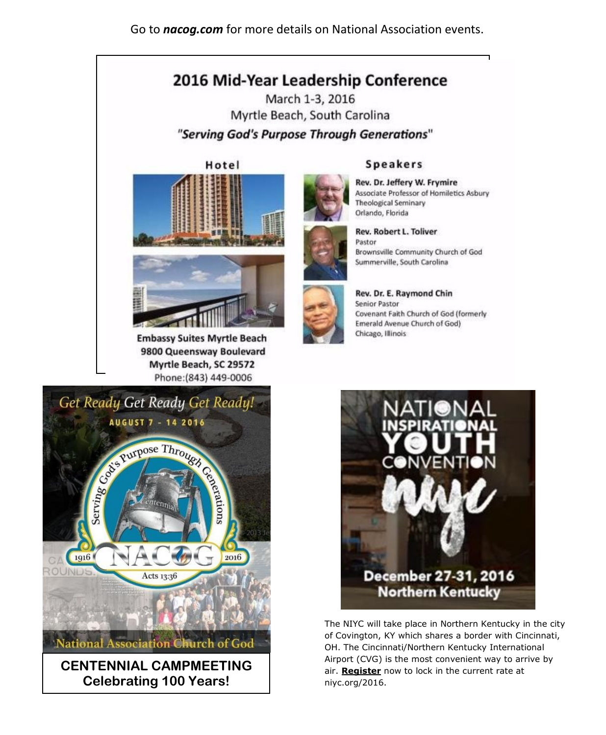Go to ***nacog.com*** for more details on National Association events.

## 2016 Mid-Year Leadership Conference

March 1-3, 2016

Myrtle Beach, South Carolina

***"Serving God's Purpose Through Generations"***

### Hotel

**Embassy Suites Myrtle Beach**
**9800 Queensway Boulevard**
**Myrtle Beach, SC 29572**
Phone:(843) 449-0006

### Speakers

**Rev. Dr. Jeffery W. Frymire**
Associate Professor of Homiletics Asbury Theological Seminary
Orlando, Florida

**Rev. Robert L. Toliver**
Pastor
Brownsville Community Church of God
Summerville, South Carolina

**Rev. Dr. E. Raymond Chin**
Senior Pastor
Covenant Faith Church of God (formerly Emerald Avenue Church of God)
Chicago, Illinois

*Get Ready Get Ready Get Ready!*

AUGUST 7 - 14 2016

Serving God's Purpose Through Generations

1916 NACOG 2016

Acts 13:36

National Association Church of God

**CENTENNIAL CAMPMEETING**
**Celebrating 100 Years!**

NATIONAL INSPIRATIONAL YOUTH CONVENTION

niyc

**December 27-31, 2016**
**Northern Kentucky**

The NIYC will take place in Northern Kentucky in the city of Covington, KY which shares a border with Cincinnati, OH. The Cincinnati/Northern Kentucky International Airport (CVG) is the most convenient way to arrive by air. **Register** now to lock in the current rate at niyc.org/2016.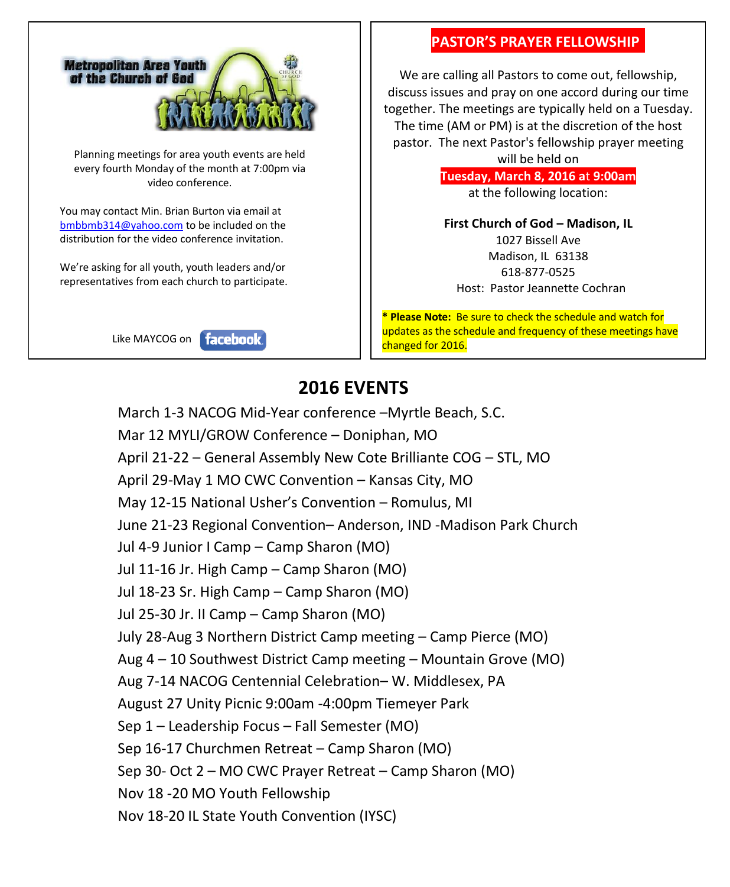Metropolitan Area Youth of the Church of God

Planning meetings for area youth events are held every fourth Monday of the month at 7:00pm via video conference.

You may contact Min. Brian Burton via email at bmbbmb314@yahoo.com to be included on the distribution for the video conference invitation.

We're asking for all youth, youth leaders and/or representatives from each church to participate.

Like MAYCOG on facebook

## PASTOR'S PRAYER FELLOWSHIP

We are calling all Pastors to come out, fellowship, discuss issues and pray on one accord during our time together. The meetings are typically held on a Tuesday. The time (AM or PM) is at the discretion of the host pastor. The next Pastor's fellowship prayer meeting will be held on

**Tuesday, March 8, 2016 at 9:00am**

at the following location:

**First Church of God – Madison, IL**
1027 Bissell Ave
Madison, IL 63138
618-877-0525
Host: Pastor Jeannette Cochran

**\* Please Note:** Be sure to check the schedule and watch for updates as the schedule and frequency of these meetings have changed for 2016.

## 2016 EVENTS

March 1-3 NACOG Mid-Year conference –Myrtle Beach, S.C.
Mar 12 MYLI/GROW Conference – Doniphan, MO
April 21-22 – General Assembly New Cote Brilliante COG – STL, MO
April 29-May 1 MO CWC Convention – Kansas City, MO
May 12-15 National Usher's Convention – Romulus, MI
June 21-23 Regional Convention– Anderson, IND -Madison Park Church
Jul 4-9 Junior I Camp – Camp Sharon (MO)
Jul 11-16 Jr. High Camp – Camp Sharon (MO)
Jul 18-23 Sr. High Camp – Camp Sharon (MO)
Jul 25-30 Jr. II Camp – Camp Sharon (MO)
July 28-Aug 3 Northern District Camp meeting – Camp Pierce (MO)
Aug 4 – 10 Southwest District Camp meeting – Mountain Grove (MO)
Aug 7-14 NACOG Centennial Celebration– W. Middlesex, PA
August 27 Unity Picnic 9:00am -4:00pm Tiemeyer Park
Sep 1 – Leadership Focus – Fall Semester (MO)
Sep 16-17 Churchmen Retreat – Camp Sharon (MO)
Sep 30- Oct 2 – MO CWC Prayer Retreat – Camp Sharon (MO)
Nov 18 -20 MO Youth Fellowship
Nov 18-20 IL State Youth Convention (IYSC)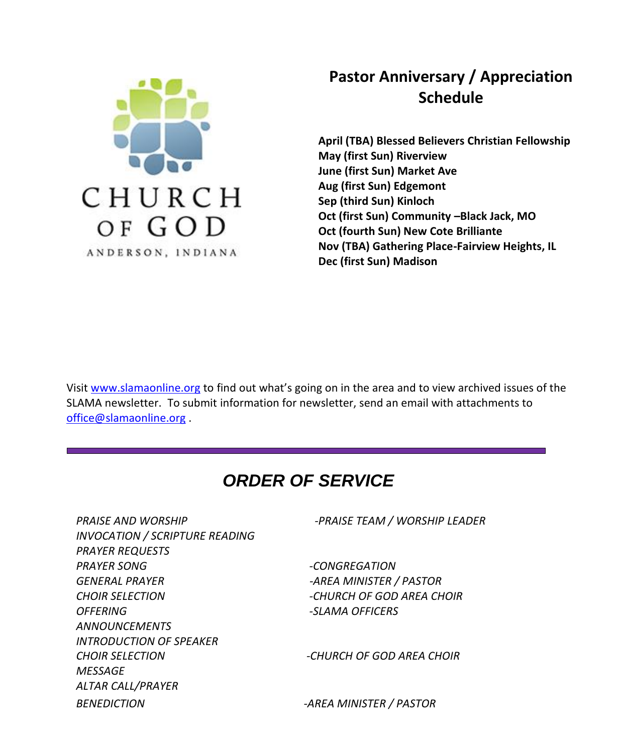CHURCH OF GOD

ANDERSON, INDIANA

## Pastor Anniversary / Appreciation Schedule

**April (TBA) Blessed Believers Christian Fellowship**
**May (first Sun) Riverview**
**June (first Sun) Market Ave**
**Aug (first Sun) Edgemont**
**Sep (third Sun) Kinloch**
**Oct (first Sun) Community –Black Jack, MO**
**Oct (fourth Sun) New Cote Brilliante**
**Nov (TBA) Gathering Place-Fairview Heights, IL**
**Dec (first Sun) Madison**

Visit www.slamaonline.org to find out what's going on in the area and to view archived issues of the SLAMA newsletter. To submit information for newsletter, send an email with attachments to office@slamaonline.org .

---

## *ORDER OF SERVICE*

| | |
|---|---|
| *PRAISE AND WORSHIP* | *-PRAISE TEAM / WORSHIP LEADER* |
| *INVOCATION / SCRIPTURE READING* | |
| *PRAYER REQUESTS* | |
| *PRAYER SONG* | *-CONGREGATION* |
| *GENERAL PRAYER* | *-AREA MINISTER / PASTOR* |
| *CHOIR SELECTION* | *-CHURCH OF GOD AREA CHOIR* |
| *OFFERING* | *-SLAMA OFFICERS* |
| *ANNOUNCEMENTS* | |
| *INTRODUCTION OF SPEAKER* | |
| *CHOIR SELECTION* | *-CHURCH OF GOD AREA CHOIR* |
| *MESSAGE* | |
| *ALTAR CALL/PRAYER* | |
| *BENEDICTION* | *-AREA MINISTER / PASTOR* |